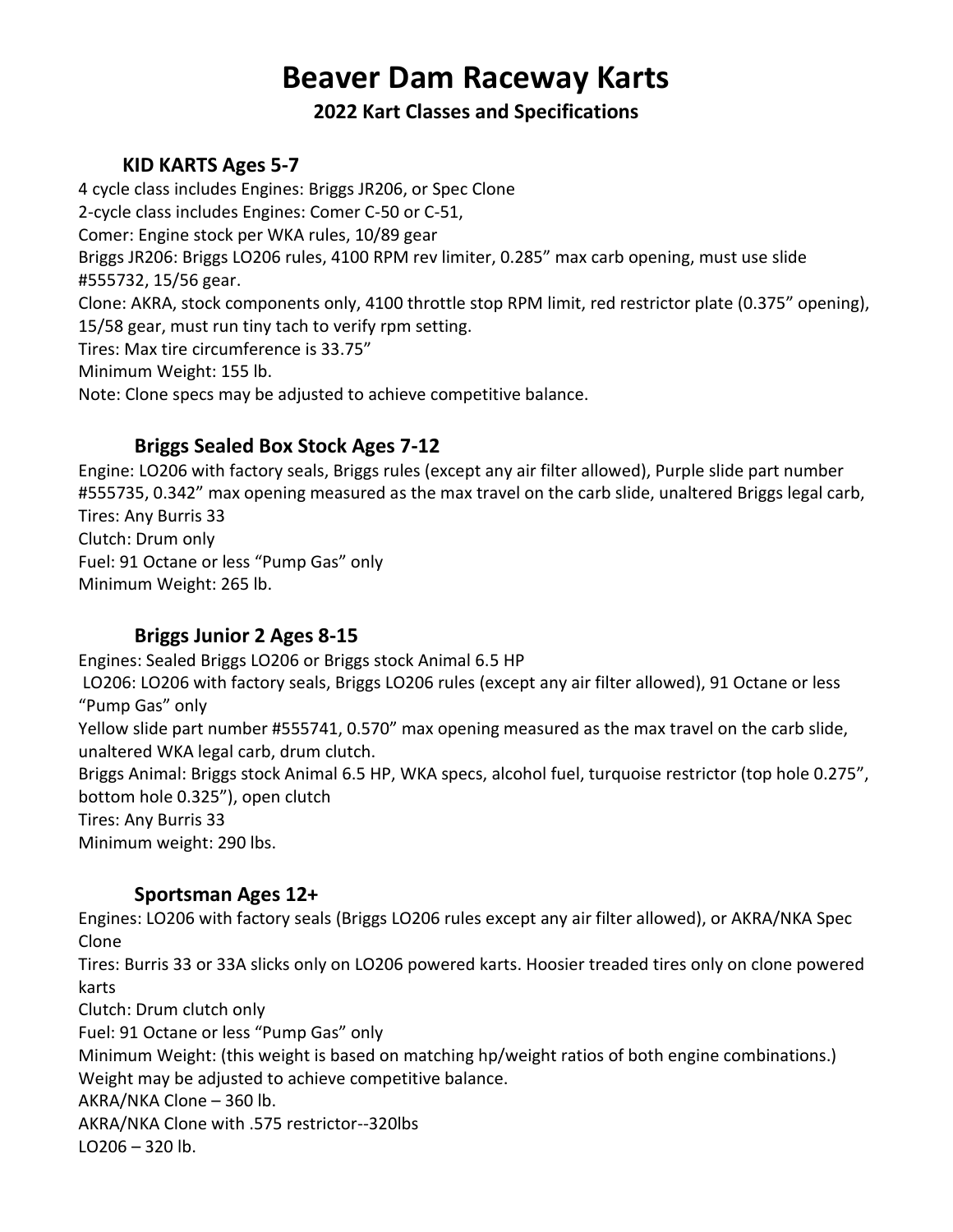# Beaver Dam Raceway Karts

## 2022 Kart Classes and Specifications

### KID KARTS Ages 5-7

4 cycle class includes Engines: Briggs JR206, or Spec Clone
2-cycle class includes Engines: Comer C-50 or C-51,
Comer: Engine stock per WKA rules, 10/89 gear
Briggs JR206: Briggs LO206 rules, 4100 RPM rev limiter, 0.285" max carb opening, must use slide #555732, 15/56 gear.
Clone: AKRA, stock components only, 4100 throttle stop RPM limit, red restrictor plate (0.375" opening), 15/58 gear, must run tiny tach to verify rpm setting.
Tires: Max tire circumference is 33.75"
Minimum Weight: 155 lb.
Note: Clone specs may be adjusted to achieve competitive balance.

### Briggs Sealed Box Stock Ages 7-12

Engine: LO206 with factory seals, Briggs rules (except any air filter allowed), Purple slide part number #555735, 0.342" max opening measured as the max travel on the carb slide, unaltered Briggs legal carb,
Tires: Any Burris 33
Clutch: Drum only
Fuel: 91 Octane or less "Pump Gas" only
Minimum Weight: 265 lb.

### Briggs Junior 2 Ages 8-15

Engines: Sealed Briggs LO206 or Briggs stock Animal 6.5 HP
LO206: LO206 with factory seals, Briggs LO206 rules (except any air filter allowed), 91 Octane or less "Pump Gas" only
Yellow slide part number #555741, 0.570" max opening measured as the max travel on the carb slide, unaltered WKA legal carb, drum clutch.
Briggs Animal: Briggs stock Animal 6.5 HP, WKA specs, alcohol fuel, turquoise restrictor (top hole 0.275", bottom hole 0.325"), open clutch
Tires: Any Burris 33
Minimum weight: 290 lbs.

### Sportsman Ages 12+

Engines: LO206 with factory seals (Briggs LO206 rules except any air filter allowed), or AKRA/NKA Spec Clone
Tires: Burris 33 or 33A slicks only on LO206 powered karts. Hoosier treaded tires only on clone powered karts
Clutch: Drum clutch only
Fuel: 91 Octane or less "Pump Gas" only
Minimum Weight: (this weight is based on matching hp/weight ratios of both engine combinations.) Weight may be adjusted to achieve competitive balance.
AKRA/NKA Clone – 360 lb.
AKRA/NKA Clone with .575 restrictor--320lbs
LO206 – 320 lb.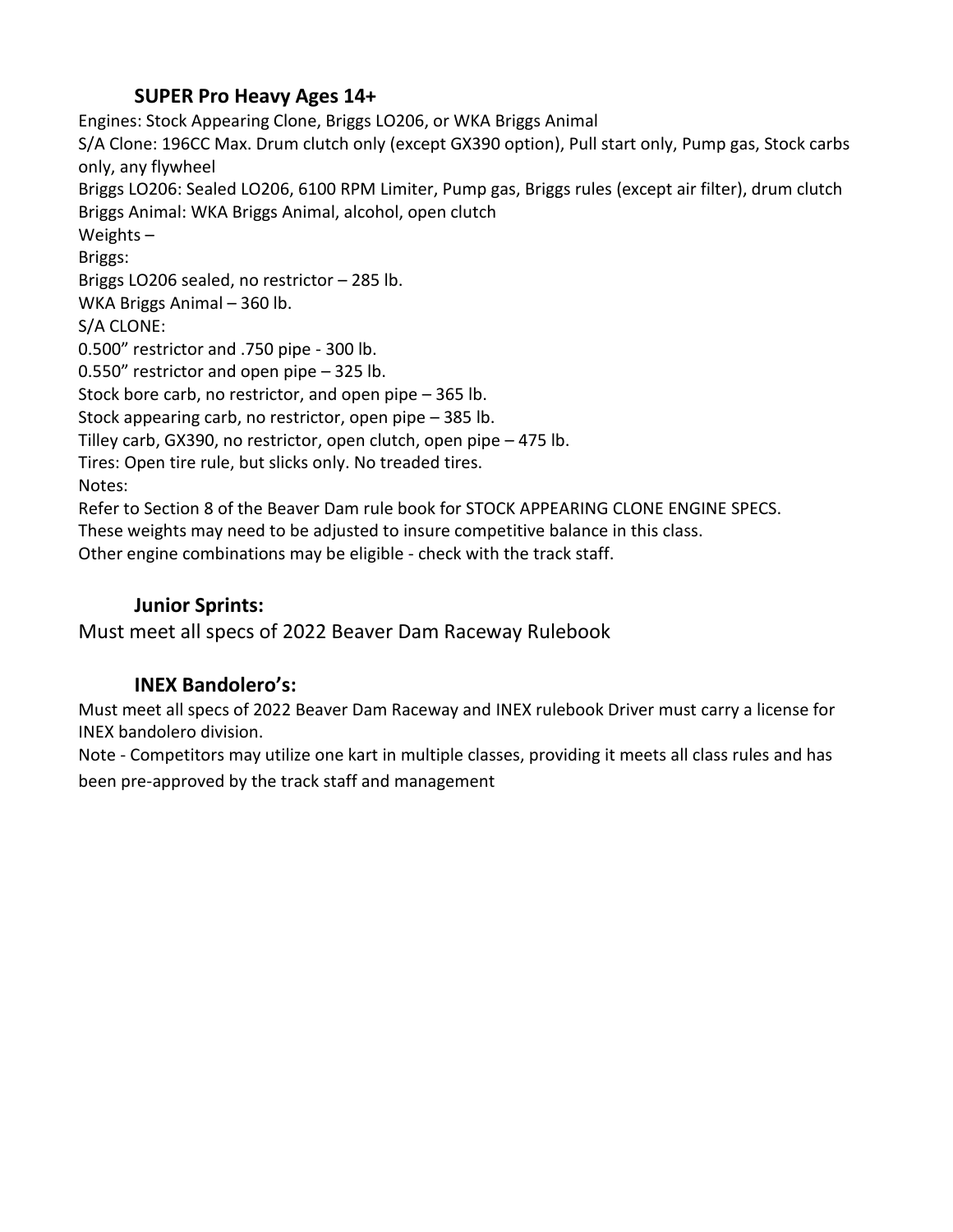### SUPER Pro Heavy Ages 14+

Engines: Stock Appearing Clone, Briggs LO206, or WKA Briggs Animal

S/A Clone: 196CC Max. Drum clutch only (except GX390 option), Pull start only, Pump gas, Stock carbs only, any flywheel

Briggs LO206: Sealed LO206, 6100 RPM Limiter, Pump gas, Briggs rules (except air filter), drum clutch

Briggs Animal: WKA Briggs Animal, alcohol, open clutch

Weights –

Briggs:

Briggs LO206 sealed, no restrictor – 285 lb.

WKA Briggs Animal – 360 lb.

S/A CLONE:

0.500" restrictor and .750 pipe - 300 lb.

0.550" restrictor and open pipe – 325 lb.

Stock bore carb, no restrictor, and open pipe – 365 lb.

Stock appearing carb, no restrictor, open pipe – 385 lb.

Tilley carb, GX390, no restrictor, open clutch, open pipe – 475 lb.

Tires: Open tire rule, but slicks only. No treaded tires.

Notes:

Refer to Section 8 of the Beaver Dam rule book for STOCK APPEARING CLONE ENGINE SPECS.

These weights may need to be adjusted to insure competitive balance in this class.

Other engine combinations may be eligible - check with the track staff.

### Junior Sprints:

Must meet all specs of 2022 Beaver Dam Raceway Rulebook

### INEX Bandolero's:

Must meet all specs of 2022 Beaver Dam Raceway and INEX rulebook Driver must carry a license for INEX bandolero division.

Note - Competitors may utilize one kart in multiple classes, providing it meets all class rules and has been pre-approved by the track staff and management